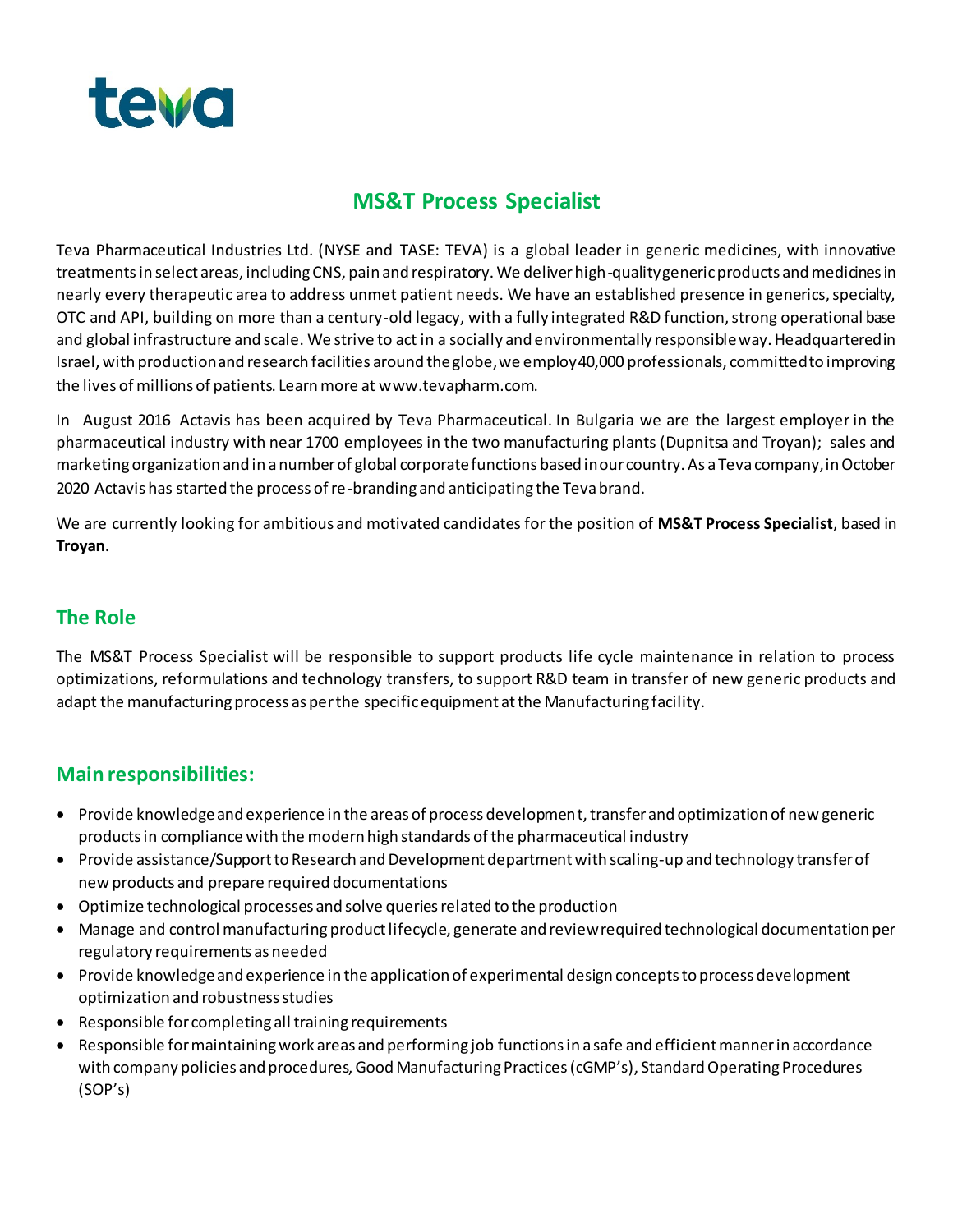# MS&T Process Specialist

Teva Pharmaceutical Industries Ltd. (NYSE and TASE: TEVA) is a global leader in generic medicines, with innovative treatments in select areas, including CNS, pain and respiratory. We deliver high-quality generic products and medicines in nearly every therapeutic area to address unmet patient needs. We have an established presence in generics, specialty, OTC and API, building on more than a century-old legacy, with a fully integrated R&D function, strong operational base and global infrastructure and scale. We strive to act in a socially and environmentally responsible way. Headquartered in Israel, with production and research facilities around the globe, we employ 40,000 professionals, committed to improving the lives of millions of patients. Learn more at www.tevapharm.com.

In August 2016 Actavis has been acquired by Teva Pharmaceutical. In Bulgaria we are the largest employer in the pharmaceutical industry with near 1700 employees in the two manufacturing plants (Dupnitsa and Troyan); sales and marketing organization and in a number of global corporate functions based in our country. As a Teva company, in October 2020 Actavis has started the process of re-branding and anticipating the Teva brand.

We are currently looking for ambitious and motivated candidates for the position of **MS&T Process Specialist**, based in **Troyan**.

## The Role

The MS&T Process Specialist will be responsible to support products life cycle maintenance in relation to process optimizations, reformulations and technology transfers, to support R&D team in transfer of new generic products and adapt the manufacturing process as per the specific equipment at the Manufacturing facility.

## Main responsibilities:

- Provide knowledge and experience in the areas of process development, transfer and optimization of new generic products in compliance with the modern high standards of the pharmaceutical industry
- Provide assistance/Support to Research and Development department with scaling-up and technology transfer of new products and prepare required documentations
- Optimize technological processes and solve queries related to the production
- Manage and control manufacturing product lifecycle, generate and review required technological documentation per regulatory requirements as needed
- Provide knowledge and experience in the application of experimental design concepts to process development optimization and robustness studies
- Responsible for completing all training requirements
- Responsible for maintaining work areas and performing job functions in a safe and efficient manner in accordance with company policies and procedures, Good Manufacturing Practices (cGMP's), Standard Operating Procedures (SOP's)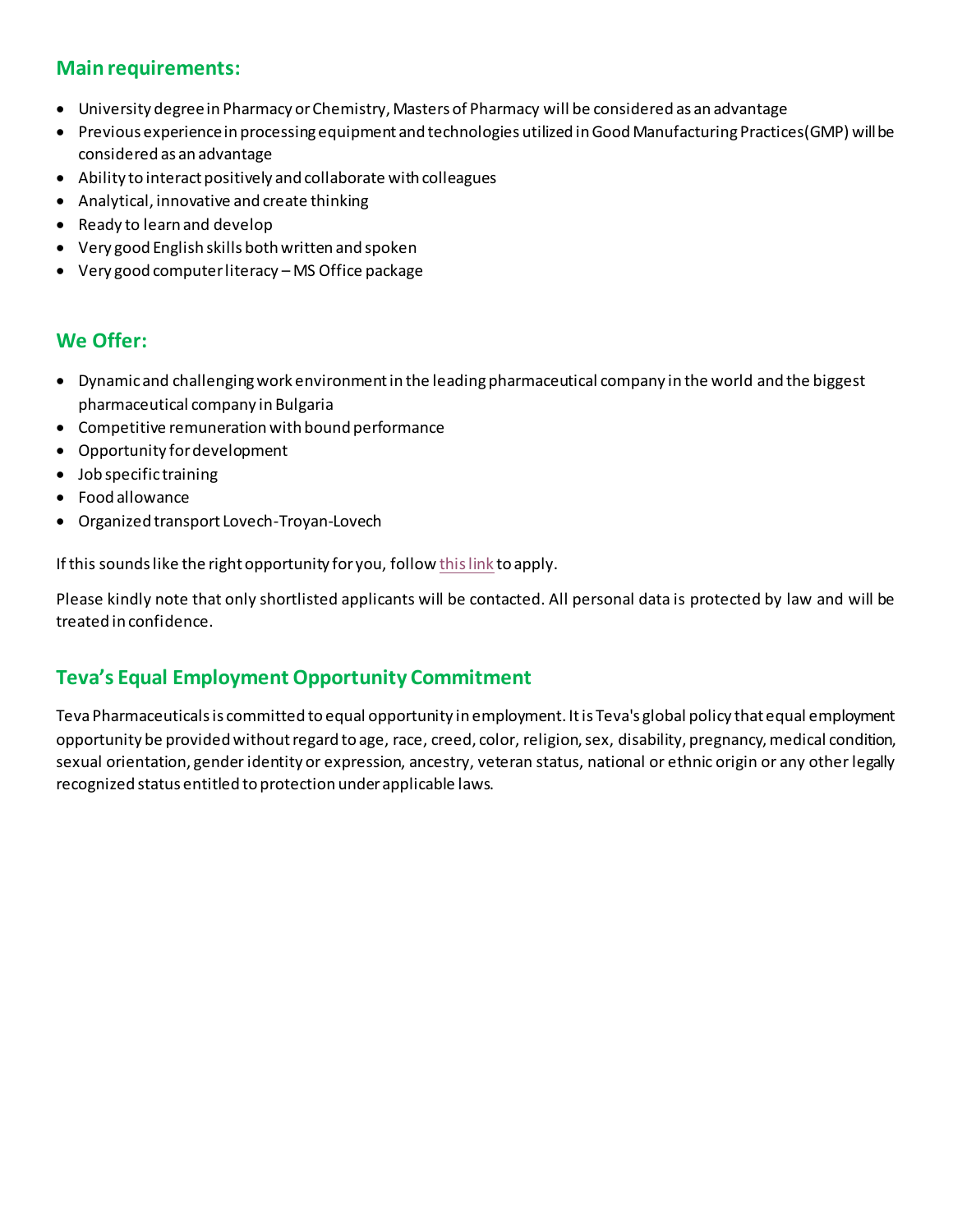## Main requirements:

- University degree in Pharmacy or Chemistry, Masters of Pharmacy will be considered as an advantage
- Previous experience in processing equipment and technologies utilized in Good Manufacturing Practices(GMP) will be considered as an advantage
- Ability to interact positively and collaborate with colleagues
- Analytical, innovative and create thinking
- Ready to learn and develop
- Very good English skills both written and spoken
- Very good computer literacy – MS Office package

## We Offer:

- Dynamic and challenging work environment in the leading pharmaceutical company in the world and the biggest pharmaceutical company in Bulgaria
- Competitive remuneration with bound performance
- Opportunity for development
- Job specific training
- Food allowance
- Organized transport Lovech-Troyan-Lovech

If this sounds like the right opportunity for you, follow this link to apply.

Please kindly note that only shortlisted applicants will be contacted. All personal data is protected by law and will be treated in confidence.

## Teva's Equal Employment Opportunity Commitment

Teva Pharmaceuticals is committed to equal opportunity in employment. It is Teva's global policy that equal employment opportunity be provided without regard to age, race, creed, color, religion, sex, disability, pregnancy, medical condition, sexual orientation, gender identity or expression, ancestry, veteran status, national or ethnic origin or any other legally recognized status entitled to protection under applicable laws.